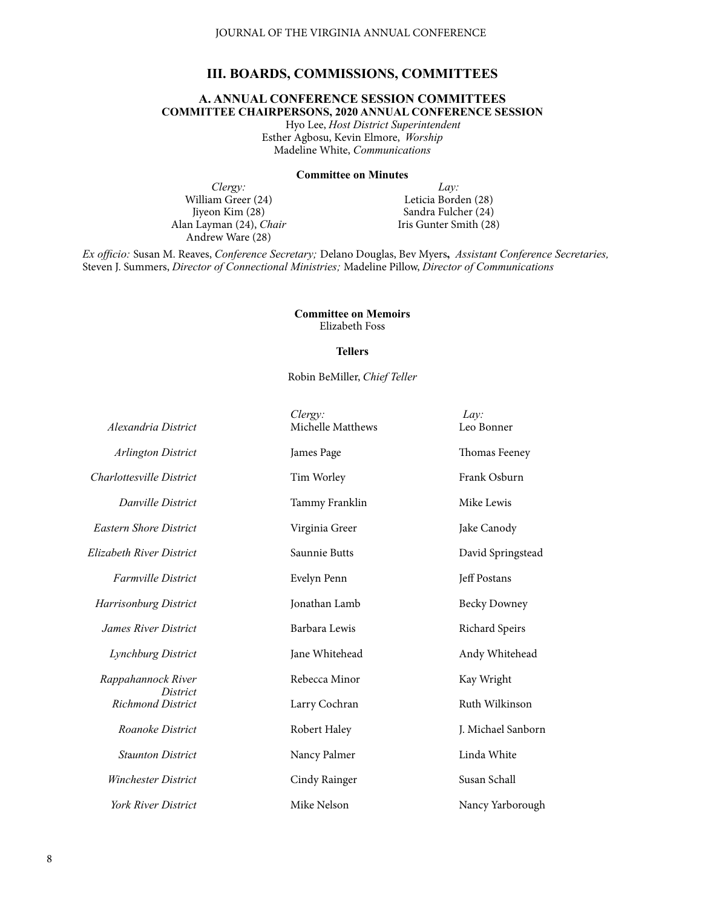# III. BOARDS, COMMISSIONS, COMMITTEES

## A. ANNUAL CONFERENCE SESSION COMMITTEES

### COMMITTEE CHAIRPERSONS, 2020 ANNUAL CONFERENCE SESSION

Hyo Lee, *Host District Superintendent*
Esther Agbosu, Kevin Elmore, *Worship*
Madeline White, *Communications*

**Committee on Minutes**

*Clergy:*
William Greer (24)
Jiyeon Kim (28)
Alan Layman (24), *Chair*
Andrew Ware (28)

*Lay:*
Leticia Borden (28)
Sandra Fulcher (24)
Iris Gunter Smith (28)

*Ex officio:* Susan M. Reaves, *Conference Secretary;* Delano Douglas, Bev Myers**,** *Assistant Conference Secretaries,* Steven J. Summers, *Director of Connectional Ministries;* Madeline Pillow, *Director of Communications*

**Committee on Memoirs**

Elizabeth Foss

**Tellers**

Robin BeMiller, *Chief Teller*

| | *Clergy:* | *Lay:* |
|---|---|---|
| *Alexandria District* | Michelle Matthews | Leo Bonner |
| *Arlington District* | James Page | Thomas Feeney |
| *Charlottesville District* | Tim Worley | Frank Osburn |
| *Danville District* | Tammy Franklin | Mike Lewis |
| *Eastern Shore District* | Virginia Greer | Jake Canody |
| *Elizabeth River District* | Saunnie Butts | David Springstead |
| *Farmville District* | Evelyn Penn | Jeff Postans |
| *Harrisonburg District* | Jonathan Lamb | Becky Downey |
| *James River District* | Barbara Lewis | Richard Speirs |
| *Lynchburg District* | Jane Whitehead | Andy Whitehead |
| *Rappahannock River District* | Rebecca Minor | Kay Wright |
| *Richmond District* | Larry Cochran | Ruth Wilkinson |
| *Roanoke District* | Robert Haley | J. Michael Sanborn |
| *Staunton District* | Nancy Palmer | Linda White |
| *Winchester District* | Cindy Rainger | Susan Schall |
| *York River District* | Mike Nelson | Nancy Yarborough |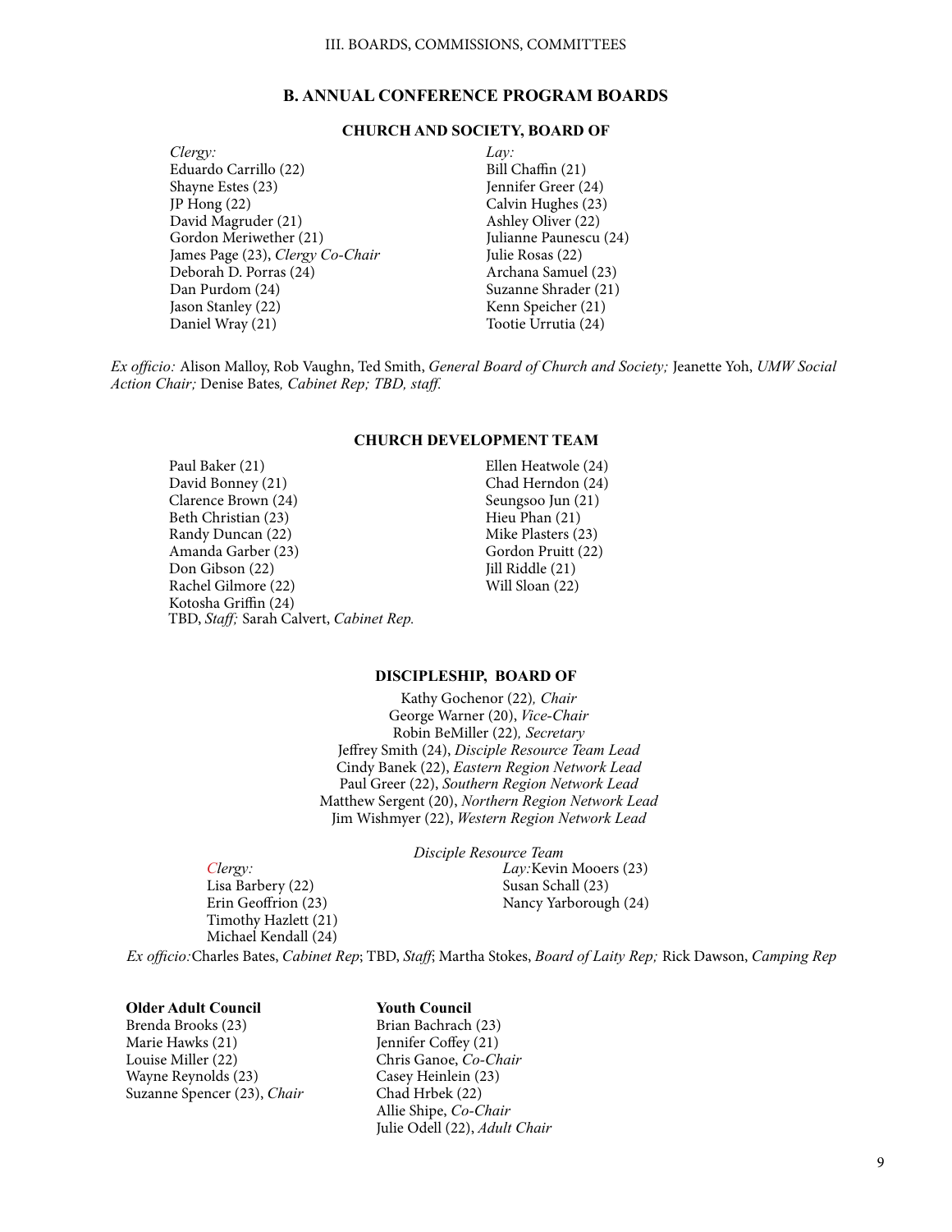## B. ANNUAL CONFERENCE PROGRAM BOARDS

### CHURCH AND SOCIETY, BOARD OF

*Clergy:*
Eduardo Carrillo (22)
Shayne Estes (23)
JP Hong (22)
David Magruder (21)
Gordon Meriwether (21)
James Page (23), *Clergy Co-Chair*
Deborah D. Porras (24)
Dan Purdom (24)
Jason Stanley (22)
Daniel Wray (21)

*Lay:*
Bill Chaffin (21)
Jennifer Greer (24)
Calvin Hughes (23)
Ashley Oliver (22)
Julianne Paunescu (24)
Julie Rosas (22)
Archana Samuel (23)
Suzanne Shrader (21)
Kenn Speicher (21)
Tootie Urrutia (24)

*Ex officio:* Alison Malloy, Rob Vaughn, Ted Smith, *General Board of Church and Society;* Jeanette Yoh, *UMW Social Action Chair;* Denise Bates*, Cabinet Rep; TBD, staff.*

### CHURCH DEVELOPMENT TEAM

Paul Baker (21)
David Bonney (21)
Clarence Brown (24)
Beth Christian (23)
Randy Duncan (22)
Amanda Garber (23)
Don Gibson (22)
Rachel Gilmore (22)
Kotosha Griffin (24)
Ellen Heatwole (24)
Chad Herndon (24)
Seungsoo Jun (21)
Hieu Phan (21)
Mike Plasters (23)
Gordon Pruitt (22)
Jill Riddle (21)
Will Sloan (22)

TBD, *Staff;* Sarah Calvert, *Cabinet Rep.*

### DISCIPLESHIP, BOARD OF

Kathy Gochenor (22)*, Chair*
George Warner (20), *Vice-Chair*
Robin BeMiller (22)*, Secretary*
Jeffrey Smith (24), *Disciple Resource Team Lead*
Cindy Banek (22), *Eastern Region Network Lead*
Paul Greer (22), *Southern Region Network Lead*
Matthew Sergent (20), *Northern Region Network Lead*
Jim Wishmyer (22), *Western Region Network Lead*

*Disciple Resource Team*

*Clergy:*
Lisa Barbery (22)
Erin Geoffrion (23)
Timothy Hazlett (21)
Michael Kendall (24)

*Lay:* Kevin Mooers (23)
Susan Schall (23)
Nancy Yarborough (24)

*Ex officio:* Charles Bates, *Cabinet Rep*; TBD, *Staff*; Martha Stokes, *Board of Laity Rep;* Rick Dawson, *Camping Rep*

**Older Adult Council**
Brenda Brooks (23)
Marie Hawks (21)
Louise Miller (22)
Wayne Reynolds (23)
Suzanne Spencer (23), *Chair*

**Youth Council**
Brian Bachrach (23)
Jennifer Coffey (21)
Chris Ganoe, *Co-Chair*
Casey Heinlein (23)
Chad Hrbek (22)
Allie Shipe, *Co-Chair*
Julie Odell (22), *Adult Chair*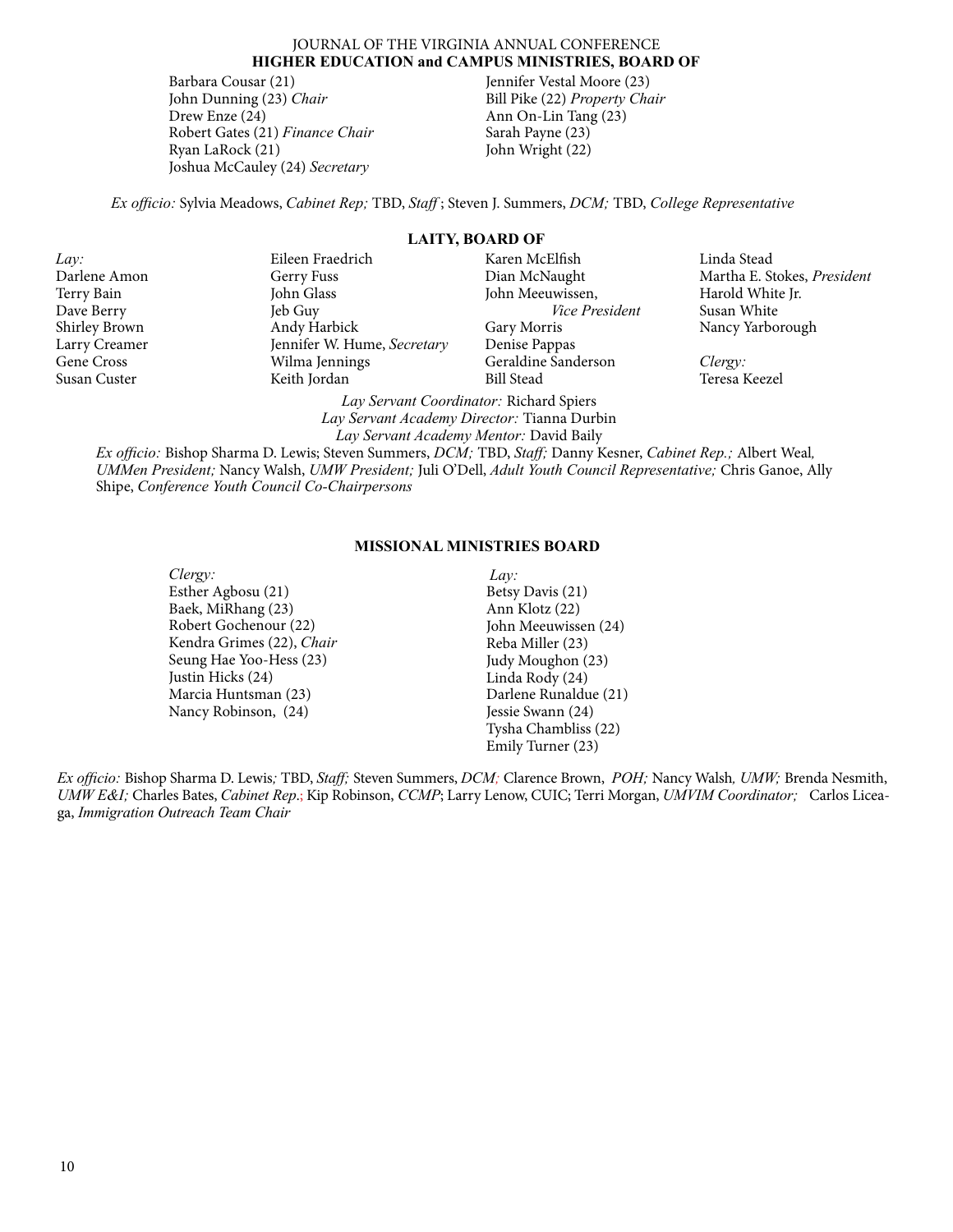## HIGHER EDUCATION and CAMPUS MINISTRIES, BOARD OF

Barbara Cousar (21)
John Dunning (23) *Chair*
Drew Enze (24)
Robert Gates (21) *Finance Chair*
Ryan LaRock (21)
Joshua McCauley (24) *Secretary*
Jennifer Vestal Moore (23)
Bill Pike (22) *Property Chair*
Ann On-Lin Tang (23)
Sarah Payne (23)
John Wright (22)

*Ex officio:* Sylvia Meadows, *Cabinet Rep;* TBD, *Staff* ; Steven J. Summers, *DCM;* TBD, *College Representative*

## LAITY, BOARD OF

*Lay:*
Darlene Amon
Terry Bain
Dave Berry
Shirley Brown
Larry Creamer
Gene Cross
Susan Custer
Eileen Fraedrich
Gerry Fuss
John Glass
Jeb Guy
Andy Harbick
Jennifer W. Hume, *Secretary*
Wilma Jennings
Keith Jordan
Karen McElfish
Dian McNaught
John Meeuwissen, *Vice President*
Gary Morris
Denise Pappas
Geraldine Sanderson
Bill Stead
Linda Stead
Martha E. Stokes, *President*
Harold White Jr.
Susan White
Nancy Yarborough

*Clergy:*
Teresa Keezel

*Lay Servant Coordinator:* Richard Spiers
*Lay Servant Academy Director:* Tianna Durbin
*Lay Servant Academy Mentor:* David Baily

*Ex officio:* Bishop Sharma D. Lewis; Steven Summers, *DCM;* TBD, *Staff;* Danny Kesner, *Cabinet Rep.;* Albert Weal, *UMMen President;* Nancy Walsh, *UMW President;* Juli O'Dell, *Adult Youth Council Representative;* Chris Ganoe, Ally Shipe, *Conference Youth Council Co-Chairpersons*

## MISSIONAL MINISTRIES BOARD

*Clergy:*
Esther Agbosu (21)
Baek, MiRhang (23)
Robert Gochenour (22)
Kendra Grimes (22), *Chair*
Seung Hae Yoo-Hess (23)
Justin Hicks (24)
Marcia Huntsman (23)
Nancy Robinson, (24)

*Lay:*
Betsy Davis (21)
Ann Klotz (22)
John Meeuwissen (24)
Reba Miller (23)
Judy Moughon (23)
Linda Rody (24)
Darlene Runaldue (21)
Jessie Swann (24)
Tysha Chambliss (22)
Emily Turner (23)

*Ex officio:* Bishop Sharma D. Lewis; TBD, *Staff;* Steven Summers, *DCM;* Clarence Brown, *POH;* Nancy Walsh, *UMW;* Brenda Nesmith, *UMW E&I;* Charles Bates, *Cabinet Rep.*; Kip Robinson, *CCMP*; Larry Lenow, CUIC; Terri Morgan, *UMVIM Coordinator;* Carlos Liceaga, *Immigration Outreach Team Chair*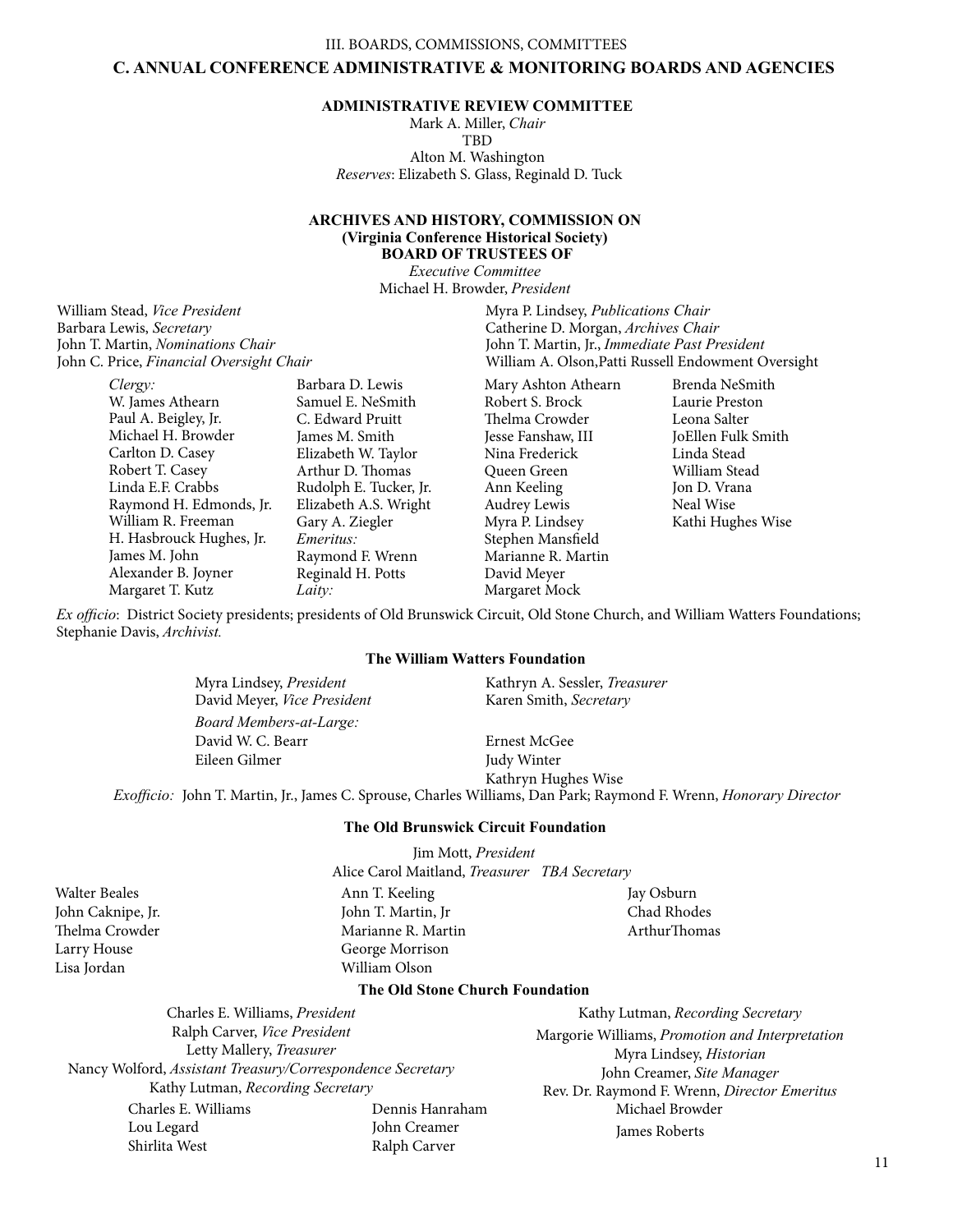III. BOARDS, COMMISSIONS, COMMITTEES

## C. ANNUAL CONFERENCE ADMINISTRATIVE & MONITORING BOARDS AND AGENCIES

### ADMINISTRATIVE REVIEW COMMITTEE

Mark A. Miller, *Chair*
TBD
Alton M. Washington
*Reserves*: Elizabeth S. Glass, Reginald D. Tuck

### ARCHIVES AND HISTORY, COMMISSION ON
**(Virginia Conference Historical Society)**
**BOARD OF TRUSTEES OF**

*Executive Committee*
Michael H. Browder, *President*

William Stead, *Vice President*
Barbara Lewis, *Secretary*
John T. Martin, *Nominations Chair*
John C. Price, *Financial Oversight Chair*
Myra P. Lindsey, *Publications Chair*
Catherine D. Morgan, *Archives Chair*
John T. Martin, Jr., *Immediate Past President*
William A. Olson,Patti Russell Endowment Oversight

*Clergy:*
W. James Athearn
Paul A. Beigley, Jr.
Michael H. Browder
Carlton D. Casey
Robert T. Casey
Linda E.F. Crabbs
Raymond H. Edmonds, Jr.
William R. Freeman
H. Hasbrouck Hughes, Jr.
James M. John
Alexander B. Joyner
Margaret T. Kutz
Barbara D. Lewis
Samuel E. NeSmith
C. Edward Pruitt
James M. Smith
Elizabeth W. Taylor
Arthur D. Thomas
Rudolph E. Tucker, Jr.
Elizabeth A.S. Wright
Gary A. Ziegler

*Emeritus:*
Raymond F. Wrenn
Reginald H. Potts

*Laity:*
Mary Ashton Athearn
Robert S. Brock
Thelma Crowder
Jesse Fanshaw, III
Nina Frederick
Queen Green
Ann Keeling
Audrey Lewis
Myra P. Lindsey
Stephen Mansfield
Marianne R. Martin
David Meyer
Margaret Mock
Brenda NeSmith
Laurie Preston
Leona Salter
JoEllen Fulk Smith
Linda Stead
William Stead
Jon D. Vrana
Neal Wise
Kathi Hughes Wise

*Ex officio*: District Society presidents; presidents of Old Brunswick Circuit, Old Stone Church, and William Watters Foundations; Stephanie Davis, *Archivist.*

#### The William Watters Foundation

Myra Lindsey, *President*
David Meyer, *Vice President*
Kathryn A. Sessler, *Treasurer*
Karen Smith, *Secretary*

*Board Members-at-Large:*
David W. C. Bearr
Eileen Gilmer
Ernest McGee
Judy Winter
Kathryn Hughes Wise

*Exofficio:* John T. Martin, Jr., James C. Sprouse, Charles Williams, Dan Park; Raymond F. Wrenn, *Honorary Director*

#### The Old Brunswick Circuit Foundation

Jim Mott, *President*
Alice Carol Maitland, *Treasurer* *TBA Secretary*

Walter Beales
John Caknipe, Jr.
Thelma Crowder
Larry House
Lisa Jordan
Ann T. Keeling
John T. Martin, Jr
Marianne R. Martin
George Morrison
William Olson
Jay Osburn
Chad Rhodes
ArthurThomas

#### The Old Stone Church Foundation

Charles E. Williams, *President*
Ralph Carver, *Vice President*
Letty Mallery, *Treasurer*
Nancy Wolford, *Assistant Treasury/Correspondence Secretary*
Kathy Lutman, *Recording Secretary*
Kathy Lutman, *Recording Secretary*
Margorie Williams, *Promotion and Interpretation*
Myra Lindsey, *Historian*
John Creamer, *Site Manager*
Rev. Dr. Raymond F. Wrenn, *Director Emeritus*

Charles E. Williams
Lou Legard
Shirlita West
Dennis Hanraham
John Creamer
Ralph Carver
Michael Browder
James Roberts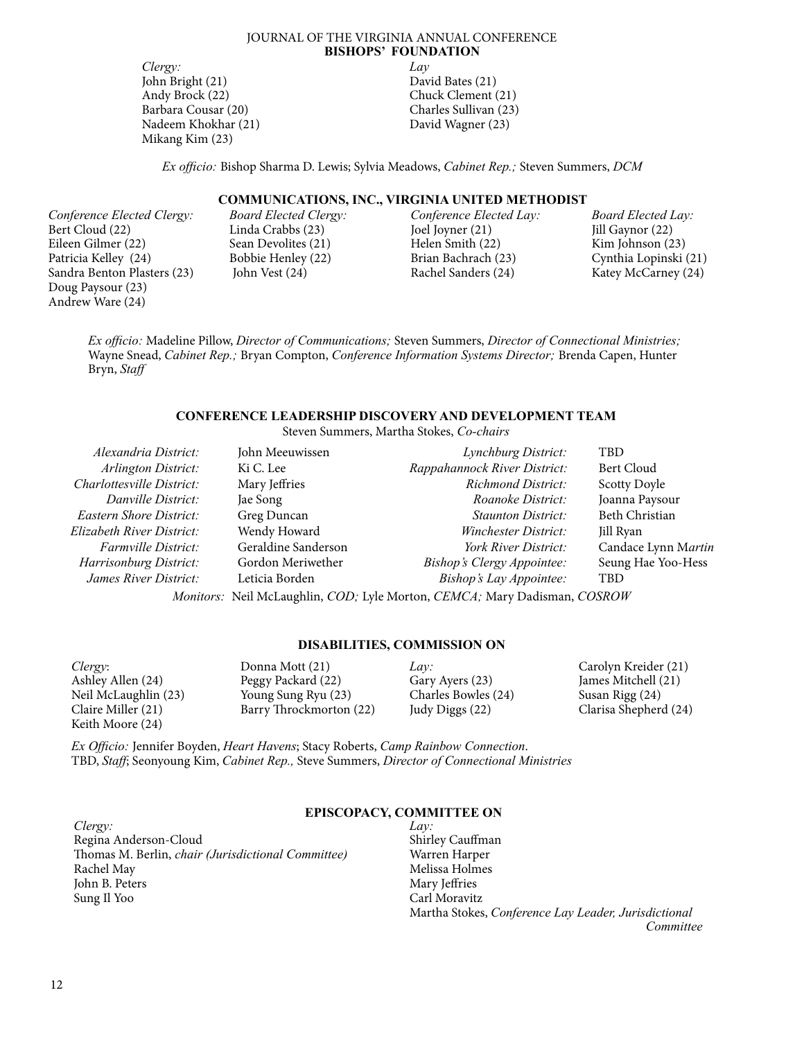## BISHOPS' FOUNDATION

*Clergy:*
John Bright (21)
Andy Brock (22)
Barbara Cousar (20)
Nadeem Khokhar (21)
Mikang Kim (23)

*Lay*
David Bates (21)
Chuck Clement (21)
Charles Sullivan (23)
David Wagner (23)

*Ex officio:* Bishop Sharma D. Lewis; Sylvia Meadows, *Cabinet Rep.;* Steven Summers, *DCM*

## COMMUNICATIONS, INC., VIRGINIA UNITED METHODIST

*Conference Elected Clergy:*
Bert Cloud (22)
Eileen Gilmer (22)
Patricia Kelley (24)
Sandra Benton Plasters (23)
Doug Paysour (23)
Andrew Ware (24)

*Board Elected Clergy:*
Linda Crabbs (23)
Sean Devolites (21)
Bobbie Henley (22)
John Vest (24)

*Conference Elected Lay:*
Joel Joyner (21)
Helen Smith (22)
Brian Bachrach (23)
Rachel Sanders (24)

*Board Elected Lay:*
Jill Gaynor (22)
Kim Johnson (23)
Cynthia Lopinski (21)
Katey McCarney (24)

*Ex officio:* Madeline Pillow, *Director of Communications;* Steven Summers, *Director of Connectional Ministries;* Wayne Snead, *Cabinet Rep.;* Bryan Compton, *Conference Information Systems Director;* Brenda Capen, Hunter Bryn, *Staff*

## CONFERENCE LEADERSHIP DISCOVERY AND DEVELOPMENT TEAM

Steven Summers, Martha Stokes, *Co-chairs*

| | | | |
|---|---|---|---|
| *Alexandria District:* | John Meeuwissen | *Lynchburg District:* | TBD |
| *Arlington District:* | Ki C. Lee | *Rappahannock River District:* | Bert Cloud |
| *Charlottesville District:* | Mary Jeffries | *Richmond District:* | Scotty Doyle |
| *Danville District:* | Jae Song | *Roanoke District:* | Joanna Paysour |
| *Eastern Shore District:* | Greg Duncan | *Staunton District:* | Beth Christian |
| *Elizabeth River District:* | Wendy Howard | *Winchester District:* | Jill Ryan |
| *Farmville District:* | Geraldine Sanderson | *York River District:* | Candace Lynn Martin |
| *Harrisonburg District:* | Gordon Meriwether | *Bishop's Clergy Appointee:* | Seung Hae Yoo-Hess |
| *James River District:* | Leticia Borden | *Bishop's Lay Appointee:* | TBD |

*Monitors:* Neil McLaughlin, *COD;* Lyle Morton, *CEMCA;* Mary Dadisman, *COSROW*

## DISABILITIES, COMMISSION ON

*Clergy*:
Ashley Allen (24)
Neil McLaughlin (23)
Claire Miller (21)
Keith Moore (24)
Donna Mott (21)
Peggy Packard (22)
Young Sung Ryu (23)
Barry Throckmorton (22)

*Lay:*
Gary Ayers (23)
Charles Bowles (24)
Judy Diggs (22)
Carolyn Kreider (21)
James Mitchell (21)
Susan Rigg (24)
Clarisa Shepherd (24)

*Ex Officio:* Jennifer Boyden, *Heart Havens*; Stacy Roberts, *Camp Rainbow Connection*. TBD, *Staff*; Seonyoung Kim, *Cabinet Rep.,* Steve Summers, *Director of Connectional Ministries*

## EPISCOPACY, COMMITTEE ON

*Clergy:*
Regina Anderson-Cloud
Thomas M. Berlin, *chair (Jurisdictional Committee)*
Rachel May
John B. Peters
Sung Il Yoo

*Lay:*
Shirley Cauffman
Warren Harper
Melissa Holmes
Mary Jeffries
Carl Moravitz
Martha Stokes, *Conference Lay Leader, Jurisdictional Committee*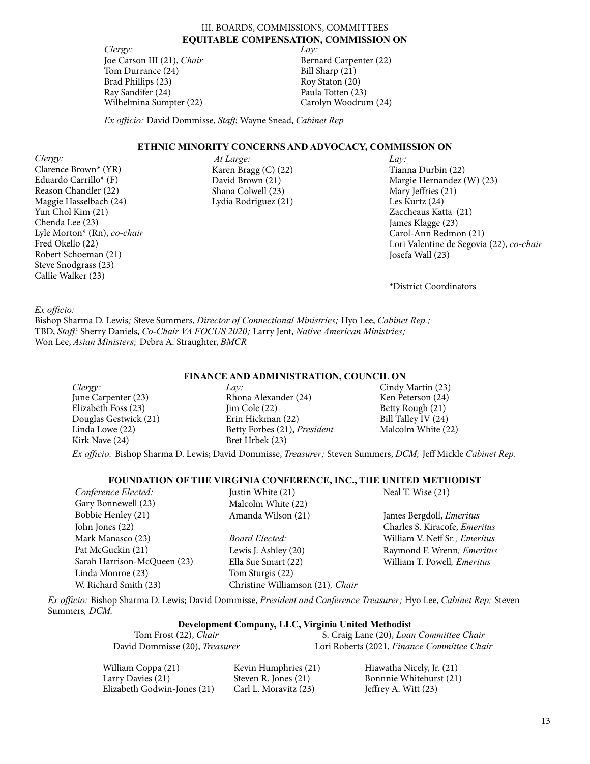## III. BOARDS, COMMISSIONS, COMMITTEES

### EQUITABLE COMPENSATION, COMMISSION ON

*Clergy:*
Joe Carson III (21), *Chair*
Tom Durrance (24)
Brad Phillips (23)
Ray Sandifer (24)
Wilhelmina Sumpter (22)

*Lay:*
Bernard Carpenter (22)
Bill Sharp (21)
Roy Staton (20)
Paula Totten (23)
Carolyn Woodrum (24)

*Ex officio:* David Dommisse, *Staff*; Wayne Snead, *Cabinet Rep*

### ETHNIC MINORITY CONCERNS AND ADVOCACY, COMMISSION ON

*Clergy:*
Clarence Brown* (YR)
Eduardo Carrillo* (F)
Reason Chandler (22)
Maggie Hasselbach (24)
Yun Chol Kim (21)
Chenda Lee (23)
Lyle Morton* (Rn), *co-chair*
Fred Okello (22)
Robert Schoeman (21)
Steve Snodgrass (23)
Callie Walker (23)

*At Large:*
Karen Bragg (C) (22)
David Brown (21)
Shana Colwell (23)
Lydia Rodriguez (21)

*Lay:*
Tianna Durbin (22)
Margie Hernandez (W) (23)
Mary Jeffries (21)
Les Kurtz (24)
Zaccheaus Katta (21)
James Klagge (23)
Carol-Ann Redmon (21)
Lori Valentine de Segovia (22), *co-chair*
Josefa Wall (23)

*District Coordinators

*Ex officio:*
Bishop Sharma D. Lewis; Steve Summers, *Director of Connectional Ministries;* Hyo Lee, *Cabinet Rep.;* TBD, *Staff;* Sherry Daniels, *Co-Chair VA FOCUS 2020;* Larry Jent, *Native American Ministries;* Won Lee, *Asian Ministers;* Debra A. Straughter, *BMCR*

### FINANCE AND ADMINISTRATION, COUNCIL ON

*Clergy:*
June Carpenter (23)
Elizabeth Foss (23)
Douglas Gestwick (21)
Linda Lowe (22)
Kirk Nave (24)

*Lay:*
Rhona Alexander (24)
Jim Cole (22)
Erin Hickman (22)
Betty Forbes (21), *President*
Bret Hrbek (23)
Cindy Martin (23)
Ken Peterson (24)
Betty Rough (21)
Bill Talley IV (24)
Malcolm White (22)

*Ex officio:* Bishop Sharma D. Lewis; David Dommisse, *Treasurer;* Steven Summers, *DCM;* Jeff Mickle *Cabinet Rep.*

### FOUNDATION OF THE VIRGINIA CONFERENCE, INC., THE UNITED METHODIST

*Conference Elected:*
Gary Bonnewell (23)
Bobbie Henley (21)
John Jones (22)
Mark Manasco (23)
Pat McGuckin (21)
Sarah Harrison-McQueen (23)
Linda Monroe (23)
W. Richard Smith (23)
Justin White (21)
Malcolm White (22)
Amanda Wilson (21)
Neal T. Wise (21)

*Board Elected:*
Lewis J. Ashley (20)
Ella Sue Smart (22)
Tom Sturgis (22)
Christine Williamson (21), *Chair*

James Bergdoll, *Emeritus*
Charles S. Kiracofe, *Emeritus*
William V. Neff Sr., *Emeritus*
Raymond F. Wrenn, *Emeritus*
William T. Powell, *Emeritus*

*Ex officio:* Bishop Sharma D. Lewis; David Dommisse, *President and Conference Treasurer;* Hyo Lee, *Cabinet Rep;* Steven Summers, *DCM.*

#### Development Company, LLC, Virginia United Methodist

Tom Frost (22), *Chair*
David Dommisse (20), *Treasurer*
S. Craig Lane (20), *Loan Committee Chair*
Lori Roberts (2021, *Finance Committee Chair*

William Coppa (21)
Larry Davies (21)
Elizabeth Godwin-Jones (21)
Kevin Humphries (21)
Steven R. Jones (21)
Carl L. Moravitz (23)
Hiawatha Nicely, Jr. (21)
Bonnnie Whitehurst (21)
Jeffrey A. Witt (23)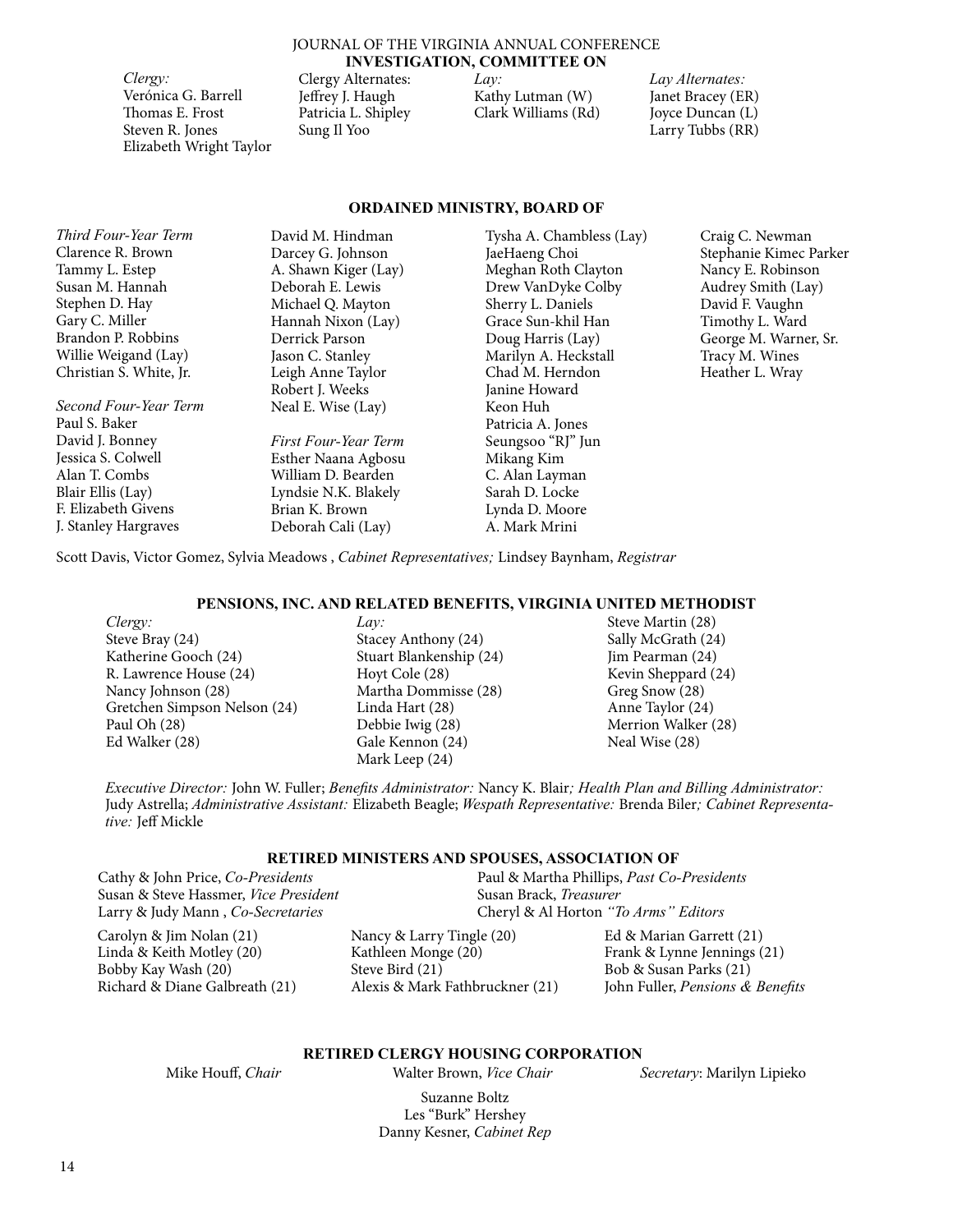## INVESTIGATION, COMMITTEE ON

*Clergy:*
Verónica G. Barrell
Thomas E. Frost
Steven R. Jones
Elizabeth Wright Taylor

Clergy Alternates:
Jeffrey J. Haugh
Patricia L. Shipley
Sung Il Yoo

*Lay:*
Kathy Lutman (W)
Clark Williams (Rd)

*Lay Alternates:*
Janet Bracey (ER)
Joyce Duncan (L)
Larry Tubbs (RR)

## ORDAINED MINISTRY, BOARD OF

*Third Four-Year Term*
Clarence R. Brown
Tammy L. Estep
Susan M. Hannah
Stephen D. Hay
Gary C. Miller
Brandon P. Robbins
Willie Weigand (Lay)
Christian S. White, Jr.

*Second Four-Year Term*
Paul S. Baker
David J. Bonney
Jessica S. Colwell
Alan T. Combs
Blair Ellis (Lay)
F. Elizabeth Givens
J. Stanley Hargraves
David M. Hindman
Darcey G. Johnson
A. Shawn Kiger (Lay)
Deborah E. Lewis
Michael Q. Mayton
Hannah Nixon (Lay)
Derrick Parson
Jason C. Stanley
Leigh Anne Taylor
Robert J. Weeks
Neal E. Wise (Lay)

*First Four-Year Term*
Esther Naana Agbosu
William D. Bearden
Lyndsie N.K. Blakely
Brian K. Brown
Deborah Cali (Lay)
Tysha A. Chambless (Lay)
JaeHaeng Choi
Meghan Roth Clayton
Drew VanDyke Colby
Sherry L. Daniels
Grace Sun-khil Han
Doug Harris (Lay)
Marilyn A. Heckstall
Chad M. Herndon
Janine Howard
Keon Huh
Patricia A. Jones
Seungsoo "RJ" Jun
Mikang Kim
C. Alan Layman
Sarah D. Locke
Lynda D. Moore
A. Mark Mrini
Craig C. Newman
Stephanie Kimec Parker
Nancy E. Robinson
Audrey Smith (Lay)
David F. Vaughn
Timothy L. Ward
George M. Warner, Sr.
Tracy M. Wines
Heather L. Wray

Scott Davis, Victor Gomez, Sylvia Meadows , *Cabinet Representatives;* Lindsey Baynham, *Registrar*

## PENSIONS, INC. AND RELATED BENEFITS, VIRGINIA UNITED METHODIST

*Clergy:*
Steve Bray (24)
Katherine Gooch (24)
R. Lawrence House (24)
Nancy Johnson (28)
Gretchen Simpson Nelson (24)
Paul Oh (28)
Ed Walker (28)

*Lay:*
Stacey Anthony (24)
Stuart Blankenship (24)
Hoyt Cole (28)
Martha Dommisse (28)
Linda Hart (28)
Debbie Iwig (28)
Gale Kennon (24)
Mark Leep (24)
Steve Martin (28)
Sally McGrath (24)
Jim Pearman (24)
Kevin Sheppard (24)
Greg Snow (28)
Anne Taylor (24)
Merrion Walker (28)
Neal Wise (28)

*Executive Director:* John W. Fuller; *Benefits Administrator:* Nancy K. Blair*; Health Plan and Billing Administrator:* Judy Astrella; *Administrative Assistant:* Elizabeth Beagle; *Wespath Representative:* Brenda Biler*; Cabinet Representative:* Jeff Mickle

## RETIRED MINISTERS AND SPOUSES, ASSOCIATION OF

Cathy & John Price, *Co-Presidents*
Susan & Steve Hassmer, *Vice President*
Larry & Judy Mann , *Co-Secretaries*
Paul & Martha Phillips, *Past Co-Presidents*
Susan Brack, *Treasurer*
Cheryl & Al Horton *"To Arms" Editors*

Carolyn & Jim Nolan (21)
Linda & Keith Motley (20)
Bobby Kay Wash (20)
Richard & Diane Galbreath (21)
Nancy & Larry Tingle (20)
Kathleen Monge (20)
Steve Bird (21)
Alexis & Mark Fathbruckner (21)
Ed & Marian Garrett (21)
Frank & Lynne Jennings (21)
Bob & Susan Parks (21)
John Fuller, *Pensions & Benefits*

## RETIRED CLERGY HOUSING CORPORATION

Mike Houff, *Chair*
Walter Brown, *Vice Chair*
*Secretary*: Marilyn Lipieko

Suzanne Boltz
Les "Burk" Hershey
Danny Kesner, *Cabinet Rep*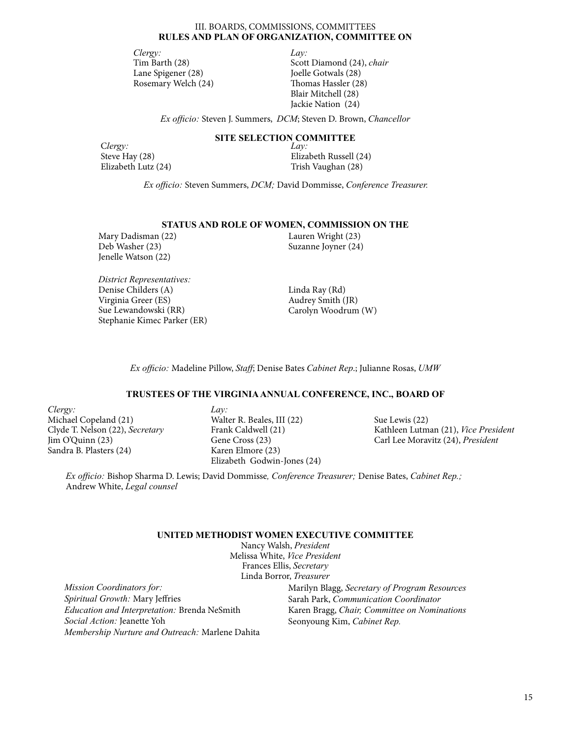### III. BOARDS, COMMISSIONS, COMMITTEES

## RULES AND PLAN OF ORGANIZATION, COMMITTEE ON

*Clergy:*
Tim Barth (28)
Lane Spigener (28)
Rosemary Welch (24)

*Lay:*
Scott Diamond (24), *chair*
Joelle Gotwals (28)
Thomas Hassler (28)
Blair Mitchell (28)
Jackie Nation (24)

*Ex officio:* Steven J. Summers, *DCM*; Steven D. Brown, *Chancellor*

## SITE SELECTION COMMITTEE

*Clergy:*
Steve Hay (28)
Elizabeth Lutz (24)

*Lay:*
Elizabeth Russell (24)
Trish Vaughan (28)

*Ex officio:* Steven Summers, *DCM;* David Dommisse, *Conference Treasurer.*

## STATUS AND ROLE OF WOMEN, COMMISSION ON THE

Mary Dadisman (22)
Deb Washer (23)
Jenelle Watson (22)
Lauren Wright (23)
Suzanne Joyner (24)

*District Representatives:*
Denise Childers (A)
Virginia Greer (ES)
Sue Lewandowski (RR)
Stephanie Kimec Parker (ER)
Linda Ray (Rd)
Audrey Smith (JR)
Carolyn Woodrum (W)

*Ex officio:* Madeline Pillow, *Staff*; Denise Bates *Cabinet Rep.*; Julianne Rosas, *UMW*

## TRUSTEES OF THE VIRGINIA ANNUAL CONFERENCE, INC., BOARD OF

*Clergy:*
Michael Copeland (21)
Clyde T. Nelson (22), *Secretary*
Jim O'Quinn (23)
Sandra B. Plasters (24)

*Lay:*
Walter R. Beales, III (22)
Frank Caldwell (21)
Gene Cross (23)
Karen Elmore (23)
Elizabeth Godwin-Jones (24)
Sue Lewis (22)
Kathleen Lutman (21), *Vice President*
Carl Lee Moravitz (24), *President*

*Ex officio:* Bishop Sharma D. Lewis; David Dommisse*, Conference Treasurer;* Denise Bates, *Cabinet Rep.;* Andrew White, *Legal counsel*

## UNITED METHODIST WOMEN EXECUTIVE COMMITTEE

Nancy Walsh, *President*
Melissa White, *Vice President*
Frances Ellis, *Secretary*
Linda Borror, *Treasurer*

*Mission Coordinators for:*
*Spiritual Growth:* Mary Jeffries
*Education and Interpretation:* Brenda NeSmith
*Social Action:* Jeanette Yoh
*Membership Nurture and Outreach:* Marlene Dahita

Marilyn Blagg, *Secretary of Program Resources*
Sarah Park, *Communication Coordinator*
Karen Bragg, *Chair, Committee on Nominations*
Seonyoung Kim, *Cabinet Rep.*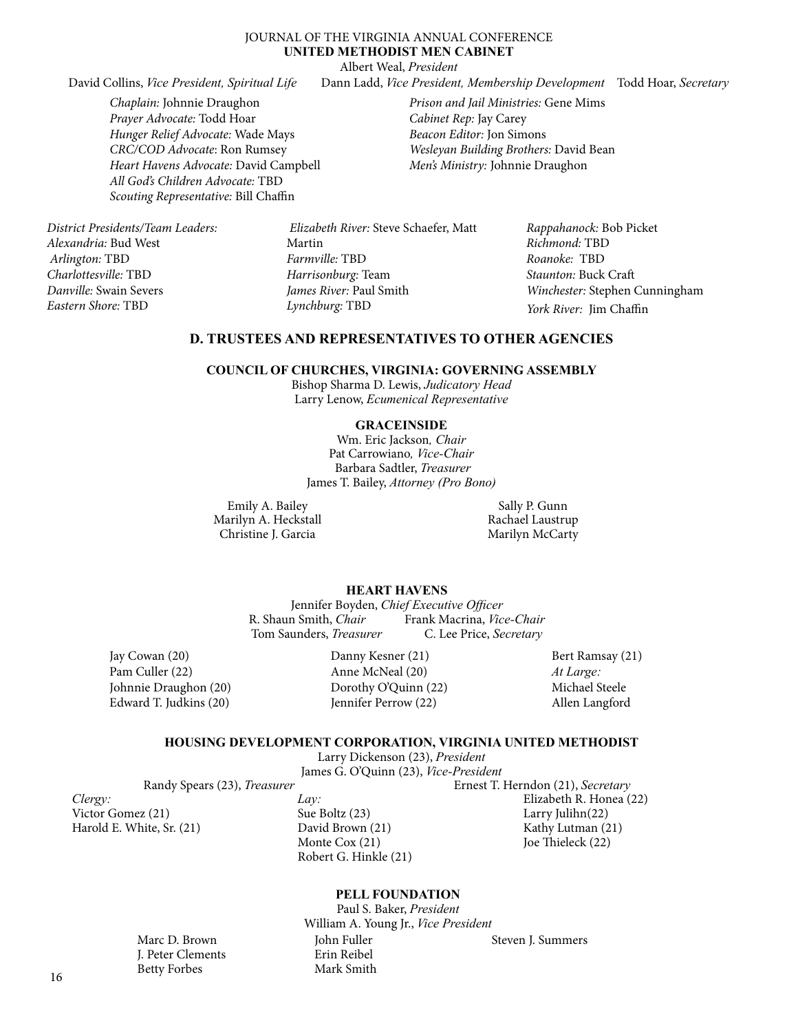**UNITED METHODIST MEN CABINET**

Albert Weal, *President*

David Collins, *Vice President, Spiritual Life*
Dann Ladd, *Vice President, Membership Development*
Todd Hoar, *Secretary*

*Chaplain:* Johnnie Draughon
*Prayer Advocate:* Todd Hoar
*Hunger Relief Advocate:* Wade Mays
*CRC/COD Advocate*: Ron Rumsey
*Heart Havens Advocate:* David Campbell
*All God's Children Advocate:* TBD
*Scouting Representative:* Bill Chaffin
*Prison and Jail Ministries:* Gene Mims
*Cabinet Rep:* Jay Carey
*Beacon Editor:* Jon Simons
*Wesleyan Building Brothers:* David Bean
*Men's Ministry:* Johnnie Draughon

*District Presidents/Team Leaders:*
*Alexandria:* Bud West
*Arlington:* TBD
*Charlottesville:* TBD
*Danville:* Swain Severs
*Eastern Shore:* TBD
*Elizabeth River:* Steve Schaefer, Matt Martin
*Farmville:* TBD
*Harrisonburg:* Team
*James River:* Paul Smith
*Lynchburg:* TBD
*Rappahanock:* Bob Picket
*Richmond:* TBD
*Roanoke:* TBD
*Staunton:* Buck Craft
*Winchester:* Stephen Cunningham
*York River:* Jim Chaffin

## D. TRUSTEES AND REPRESENTATIVES TO OTHER AGENCIES

**COUNCIL OF CHURCHES, VIRGINIA: GOVERNING ASSEMBLY**

Bishop Sharma D. Lewis, *Judicatory Head*
Larry Lenow, *Ecumenical Representative*

**GRACEINSIDE**

Wm. Eric Jackson, *Chair*
Pat Carrowiano, *Vice-Chair*
Barbara Sadtler, *Treasurer*
James T. Bailey, *Attorney (Pro Bono)*

Emily A. Bailey
Marilyn A. Heckstall
Christine J. Garcia
Sally P. Gunn
Rachael Laustrup
Marilyn McCarty

**HEART HAVENS**

Jennifer Boyden, *Chief Executive Officer*
R. Shaun Smith, *Chair*
Frank Macrina, *Vice-Chair*
Tom Saunders, *Treasurer*
C. Lee Price, *Secretary*

Jay Cowan (20)
Pam Culler (22)
Johnnie Draughon (20)
Edward T. Judkins (20)
Danny Kesner (21)
Anne McNeal (20)
Dorothy O'Quinn (22)
Jennifer Perrow (22)
Bert Ramsay (21)
*At Large:*
Michael Steele
Allen Langford

**HOUSING DEVELOPMENT CORPORATION, VIRGINIA UNITED METHODIST**

Larry Dickenson (23), *President*
James G. O'Quinn (23), *Vice-President*
Randy Spears (23), *Treasurer*
Ernest T. Herndon (21), *Secretary*

*Clergy:*
Victor Gomez (21)
Harold E. White, Sr. (21)

*Lay:*
Sue Boltz (23)
David Brown (21)
Monte Cox (21)
Robert G. Hinkle (21)
Elizabeth R. Honea (22)
Larry Julihn(22)
Kathy Lutman (21)
Joe Thieleck (22)

**PELL FOUNDATION**

Paul S. Baker, *President*
William A. Young Jr., *Vice President*

Marc D. Brown
J. Peter Clements
Betty Forbes
John Fuller
Erin Reibel
Mark Smith
Steven J. Summers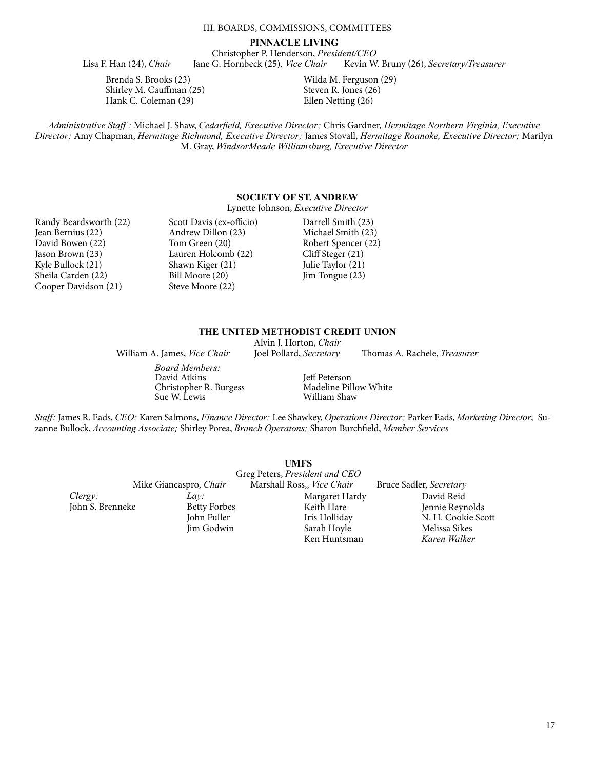## III. BOARDS, COMMISSIONS, COMMITTEES

### PINNACLE LIVING

Christopher P. Henderson, *President/CEO*

Lisa F. Han (24), *Chair* Jane G. Hornbeck (25)*, Vice Chair* Kevin W. Bruny (26), *Secretary/Treasurer*

Brenda S. Brooks (23)
Shirley M. Cauffman (25)
Hank C. Coleman (29)
Wilda M. Ferguson (29)
Steven R. Jones (26)
Ellen Netting (26)

*Administrative Staff :* Michael J. Shaw, *Cedarfield, Executive Director;* Chris Gardner, *Hermitage Northern Virginia, Executive Director;* Amy Chapman, *Hermitage Richmond, Executive Director;* James Stovall, *Hermitage Roanoke, Executive Director;* Marilyn M. Gray, *WindsorMeade Williamsburg, Executive Director*

### SOCIETY OF ST. ANDREW

Lynette Johnson, *Executive Director*

Randy Beardsworth (22)
Jean Bernius (22)
David Bowen (22)
Jason Brown (23)
Kyle Bullock (21)
Sheila Carden (22)
Cooper Davidson (21)
Scott Davis (ex-officio)
Andrew Dillon (23)
Tom Green (20)
Lauren Holcomb (22)
Shawn Kiger (21)
Bill Moore (20)
Steve Moore (22)
Darrell Smith (23)
Michael Smith (23)
Robert Spencer (22)
Cliff Steger (21)
Julie Taylor (21)
Jim Tongue (23)

### THE UNITED METHODIST CREDIT UNION

Alvin J. Horton, *Chair*

William A. James, *Vice Chair* Joel Pollard, *Secretary* Thomas A. Rachele, *Treasurer*

*Board Members:*
David Atkins
Christopher R. Burgess
Sue W. Lewis
Jeff Peterson
Madeline Pillow White
William Shaw

*Staff:* James R. Eads, *CEO;* Karen Salmons, *Finance Director;* Lee Shawkey, *Operations Director;* Parker Eads, *Marketing Director*; Suzanne Bullock, *Accounting Associate;* Shirley Porea, *Branch Operatons;* Sharon Burchfield, *Member Services*

### UMFS

Greg Peters, *President and CEO*

Mike Giancaspro, *Chair* Marshall Ross,, *Vice Chair* Bruce Sadler, *Secretary*

*Clergy:*
John S. Brenneke

*Lay:*
Betty Forbes
John Fuller
Jim Godwin
Margaret Hardy
Keith Hare
Iris Holliday
Sarah Hoyle
Ken Huntsman
David Reid
Jennie Reynolds
N. H. Cookie Scott
Melissa Sikes
*Karen Walker*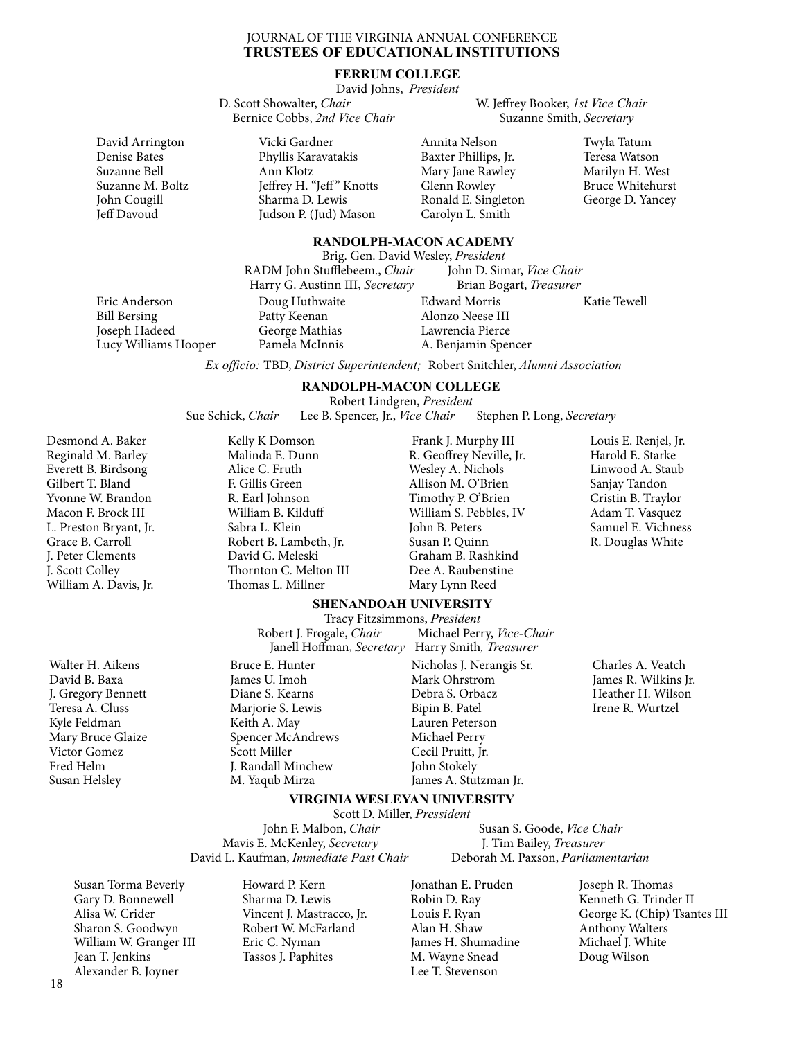## TRUSTEES OF EDUCATIONAL INSTITUTIONS

### FERRUM COLLEGE

David Johns, *President*

D. Scott Showalter, *Chair*
W. Jeffrey Booker, *1st Vice Chair*
Bernice Cobbs, *2nd Vice Chair*
Suzanne Smith, *Secretary*

David Arrington
Denise Bates
Suzanne Bell
Suzanne M. Boltz
John Cougill
Jeff Davoud
Vicki Gardner
Phyllis Karavatakis
Ann Klotz
Jeffrey H. "Jeff" Knotts
Sharma D. Lewis
Judson P. (Jud) Mason
Annita Nelson
Baxter Phillips, Jr.
Mary Jane Rawley
Glenn Rowley
Ronald E. Singleton
Carolyn L. Smith
Twyla Tatum
Teresa Watson
Marilyn H. West
Bruce Whitehurst
George D. Yancey

### RANDOLPH-MACON ACADEMY

Brig. Gen. David Wesley, *President*

RADM John Stufflebeem., *Chair*
John D. Simar, *Vice Chair*
Harry G. Austinn III, *Secretary*
Brian Bogart, *Treasurer*

Eric Anderson
Bill Bersing
Joseph Hadeed
Lucy Williams Hooper
Doug Huthwaite
Patty Keenan
George Mathias
Pamela McInnis
Edward Morris
Alonzo Neese III
Lawrencia Pierce
A. Benjamin Spencer
Katie Tewell

*Ex officio:* TBD, *District Superintendent;* Robert Snitchler, *Alumni Association*

### RANDOLPH-MACON COLLEGE

Robert Lindgren, *President*

Sue Schick, *Chair*
Lee B. Spencer, Jr., *Vice Chair*
Stephen P. Long, *Secretary*

Desmond A. Baker
Reginald M. Barley
Everett B. Birdsong
Gilbert T. Bland
Yvonne W. Brandon
Macon F. Brock III
L. Preston Bryant, Jr.
Grace B. Carroll
J. Peter Clements
J. Scott Colley
William A. Davis, Jr.
Kelly K Domson
Malinda E. Dunn
Alice C. Fruth
F. Gillis Green
R. Earl Johnson
William B. Kilduff
Sabra L. Klein
Robert B. Lambeth, Jr.
David G. Meleski
Thornton C. Melton III
Thomas L. Millner
Frank J. Murphy III
R. Geoffrey Neville, Jr.
Wesley A. Nichols
Allison M. O'Brien
Timothy P. O'Brien
William S. Pebbles, IV
John B. Peters
Susan P. Quinn
Graham B. Rashkind
Dee A. Raubenstine
Mary Lynn Reed
Louis E. Renjel, Jr.
Harold E. Starke
Linwood A. Staub
Sanjay Tandon
Cristin B. Traylor
Adam T. Vasquez
Samuel E. Vichness
R. Douglas White

### SHENANDOAH UNIVERSITY

Tracy Fitzsimmons, *President*

Robert J. Frogale, *Chair*
Michael Perry, *Vice-Chair*
Janell Hoffman, *Secretary*
Harry Smith, *Treasurer*

Walter H. Aikens
David B. Baxa
J. Gregory Bennett
Teresa A. Cluss
Kyle Feldman
Mary Bruce Glaize
Victor Gomez
Fred Helm
Susan Helsley
Bruce E. Hunter
James U. Imoh
Diane S. Kearns
Marjorie S. Lewis
Keith A. May
Spencer McAndrews
Scott Miller
J. Randall Minchew
M. Yaqub Mirza
Nicholas J. Nerangis Sr.
Mark Ohrstrom
Debra S. Orbacz
Bipin B. Patel
Lauren Peterson
Michael Perry
Cecil Pruitt, Jr.
John Stokely
James A. Stutzman Jr.
Charles A. Veatch
James R. Wilkins Jr.
Heather H. Wilson
Irene R. Wurtzel

### VIRGINIA WESLEYAN UNIVERSITY

Scott D. Miller, *Pressident*

John F. Malbon, *Chair*
Susan S. Goode, *Vice Chair*
Mavis E. McKenley, *Secretary*
J. Tim Bailey, *Treasurer*
David L. Kaufman, *Immediate Past Chair*
Deborah M. Paxson, *Parliamentarian*

Susan Torma Beverly
Gary D. Bonnewell
Alisa W. Crider
Sharon S. Goodwyn
William W. Granger III
Jean T. Jenkins
Alexander B. Joyner
Howard P. Kern
Sharma D. Lewis
Vincent J. Mastracco, Jr.
Robert W. McFarland
Eric C. Nyman
Tassos J. Paphites
Jonathan E. Pruden
Robin D. Ray
Louis F. Ryan
Alan H. Shaw
James H. Shumadine
M. Wayne Snead
Lee T. Stevenson
Joseph R. Thomas
Kenneth G. Trinder II
George K. (Chip) Tsantes III
Anthony Walters
Michael J. White
Doug Wilson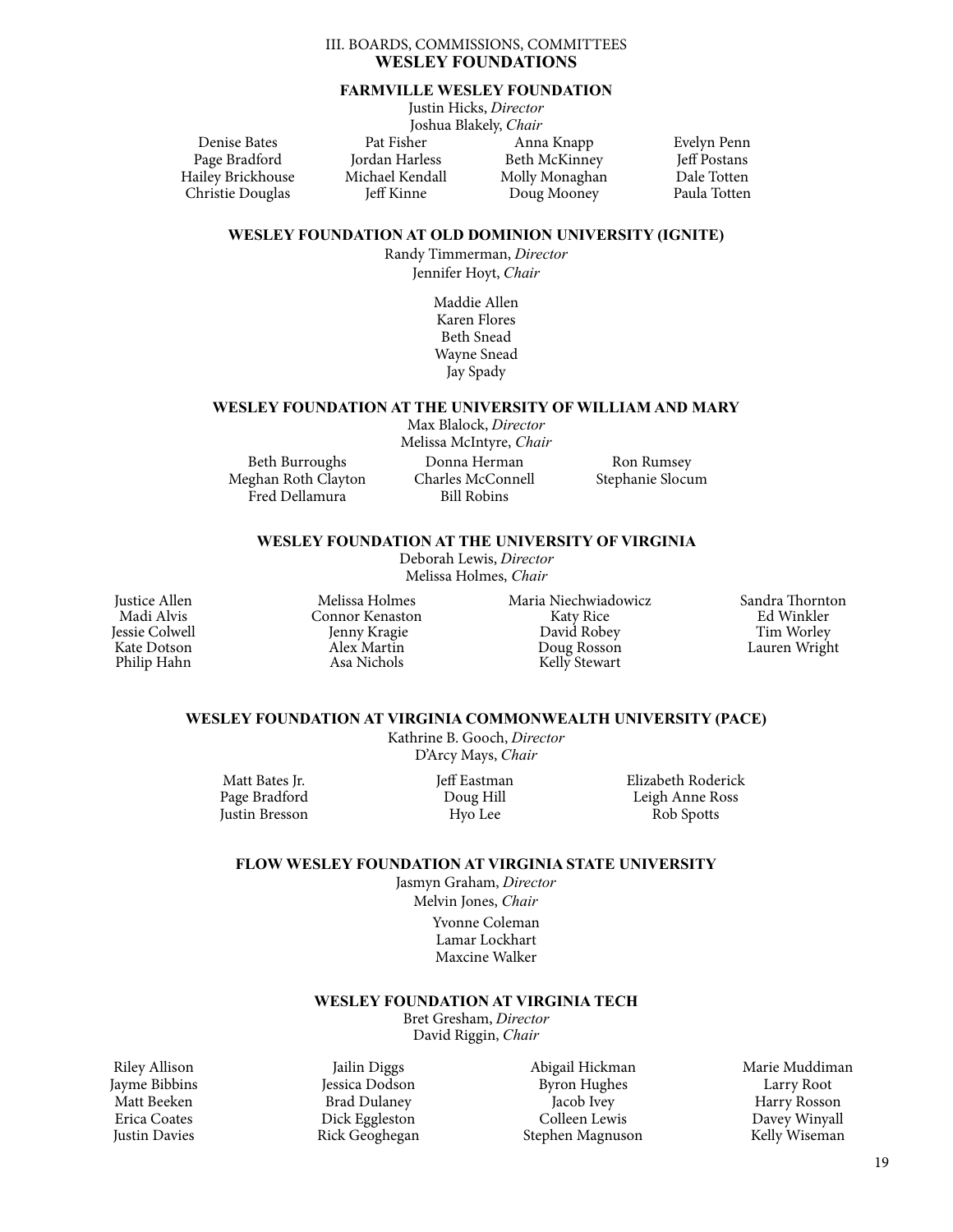III. BOARDS, COMMISSIONS, COMMITTEES

# WESLEY FOUNDATIONS

## FARMVILLE WESLEY FOUNDATION

Justin Hicks, *Director*
Joshua Blakely, *Chair*

Denise Bates
Page Bradford
Hailey Brickhouse
Christie Douglas
Pat Fisher
Jordan Harless
Michael Kendall
Jeff Kinne
Anna Knapp
Beth McKinney
Molly Monaghan
Doug Mooney
Evelyn Penn
Jeff Postans
Dale Totten
Paula Totten

## WESLEY FOUNDATION AT OLD DOMINION UNIVERSITY (IGNITE)

Randy Timmerman, *Director*
Jennifer Hoyt, *Chair*

Maddie Allen
Karen Flores
Beth Snead
Wayne Snead
Jay Spady

## WESLEY FOUNDATION AT THE UNIVERSITY OF WILLIAM AND MARY

Max Blalock, *Director*
Melissa McIntyre, *Chair*

Beth Burroughs
Meghan Roth Clayton
Fred Dellamura
Donna Herman
Charles McConnell
Bill Robins
Ron Rumsey
Stephanie Slocum

## WESLEY FOUNDATION AT THE UNIVERSITY OF VIRGINIA

Deborah Lewis, *Director*
Melissa Holmes, *Chair*

Justice Allen
Madi Alvis
Jessie Colwell
Kate Dotson
Philip Hahn
Melissa Holmes
Connor Kenaston
Jenny Kragie
Alex Martin
Asa Nichols
Maria Niechwiadowicz
Katy Rice
David Robey
Doug Rosson
Kelly Stewart
Sandra Thornton
Ed Winkler
Tim Worley
Lauren Wright

## WESLEY FOUNDATION AT VIRGINIA COMMONWEALTH UNIVERSITY (PACE)

Kathrine B. Gooch, *Director*
D'Arcy Mays, *Chair*

Matt Bates Jr.
Page Bradford
Justin Bresson
Jeff Eastman
Doug Hill
Hyo Lee
Elizabeth Roderick
Leigh Anne Ross
Rob Spotts

## FLOW WESLEY FOUNDATION AT VIRGINIA STATE UNIVERSITY

Jasmyn Graham, *Director*
Melvin Jones, *Chair*

Yvonne Coleman
Lamar Lockhart
Maxcine Walker

## WESLEY FOUNDATION AT VIRGINIA TECH

Bret Gresham, *Director*
David Riggin, *Chair*

Riley Allison
Jayme Bibbins
Matt Beeken
Erica Coates
Justin Davies
Jailin Diggs
Jessica Dodson
Brad Dulaney
Dick Eggleston
Rick Geoghegan
Abigail Hickman
Byron Hughes
Jacob Ivey
Colleen Lewis
Stephen Magnuson
Marie Muddiman
Larry Root
Harry Rosson
Davey Winyall
Kelly Wiseman